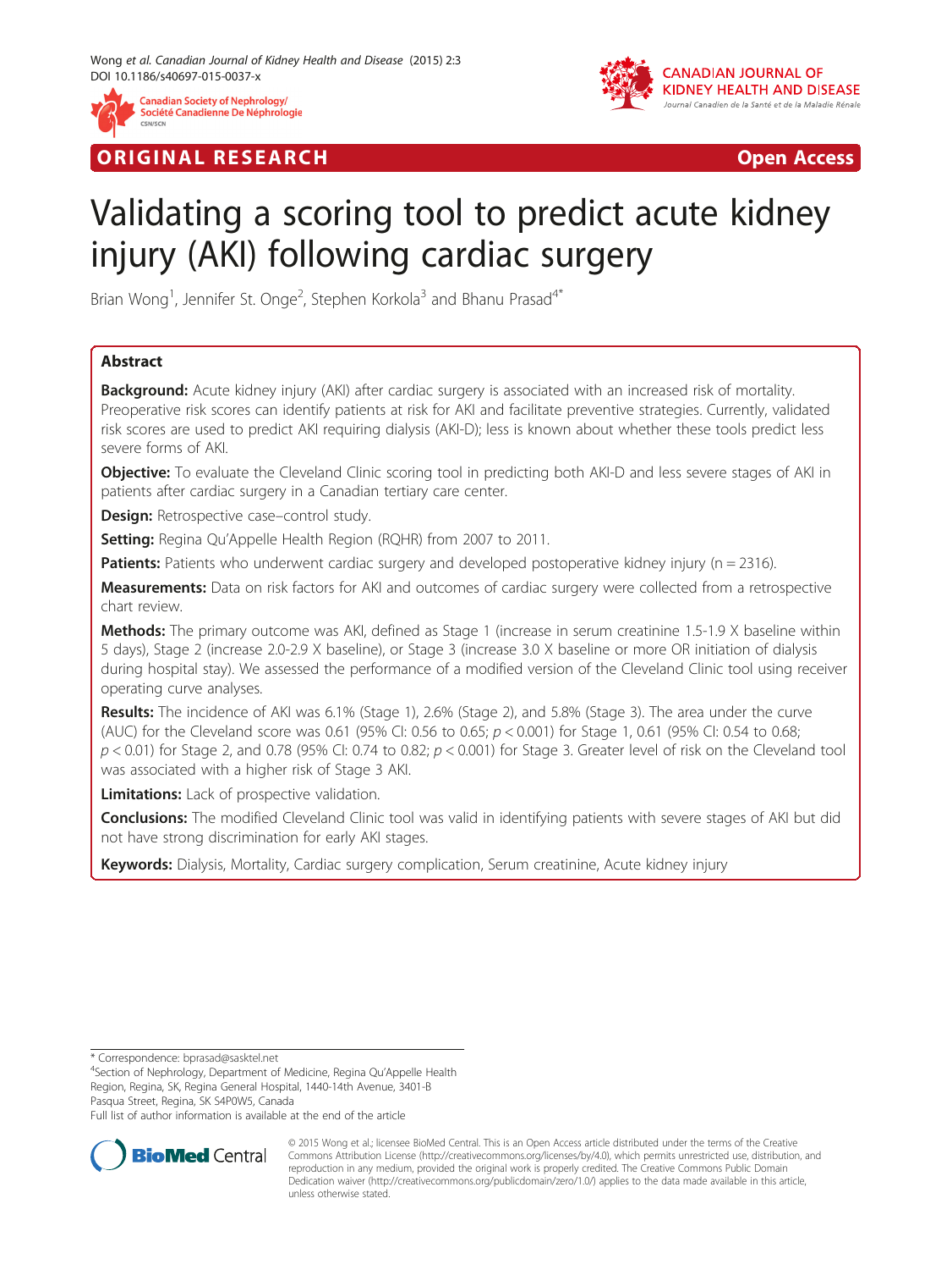ORIGINAL RESEARCH | Open Access

# Validating a scoring tool to predict acute kidney injury (AKI) following cardiac surgery

Brian Wong[1], Jennifer St. Onge[2], Stephen Korkola[3] and Bhanu Prasad[4*]

## Abstract

**Background:** Acute kidney injury (AKI) after cardiac surgery is associated with an increased risk of mortality. Preoperative risk scores can identify patients at risk for AKI and facilitate preventive strategies. Currently, validated risk scores are used to predict AKI requiring dialysis (AKI-D); less is known about whether these tools predict less severe forms of AKI.

**Objective:** To evaluate the Cleveland Clinic scoring tool in predicting both AKI-D and less severe stages of AKI in patients after cardiac surgery in a Canadian tertiary care center.

**Design:** Retrospective case–control study.

**Setting:** Regina Qu'Appelle Health Region (RQHR) from 2007 to 2011.

**Patients:** Patients who underwent cardiac surgery and developed postoperative kidney injury (n = 2316).

**Measurements:** Data on risk factors for AKI and outcomes of cardiac surgery were collected from a retrospective chart review.

**Methods:** The primary outcome was AKI, defined as Stage 1 (increase in serum creatinine 1.5-1.9 X baseline within 5 days), Stage 2 (increase 2.0-2.9 X baseline), or Stage 3 (increase 3.0 X baseline or more OR initiation of dialysis during hospital stay). We assessed the performance of a modified version of the Cleveland Clinic tool using receiver operating curve analyses.

**Results:** The incidence of AKI was 6.1% (Stage 1), 2.6% (Stage 2), and 5.8% (Stage 3). The area under the curve (AUC) for the Cleveland score was 0.61 (95% CI: 0.56 to 0.65; $p < 0.001$) for Stage 1, 0.61 (95% CI: 0.54 to 0.68; $p < 0.01$) for Stage 2, and 0.78 (95% CI: 0.74 to 0.82; $p < 0.001$) for Stage 3. Greater level of risk on the Cleveland tool was associated with a higher risk of Stage 3 AKI.

**Limitations:** Lack of prospective validation.

**Conclusions:** The modified Cleveland Clinic tool was valid in identifying patients with severe stages of AKI but did not have strong discrimination for early AKI stages.

**Keywords:** Dialysis, Mortality, Cardiac surgery complication, Serum creatinine, Acute kidney injury

---

\* Correspondence: bprasad@sasktel.net

[4]Section of Nephrology, Department of Medicine, Regina Qu'Appelle Health Region, Regina, SK, Regina General Hospital, 1440-14th Avenue, 3401-B Pasqua Street, Regina, SK S4P0W5, Canada

Full list of author information is available at the end of the article

© 2015 Wong et al.; licensee BioMed Central. This is an Open Access article distributed under the terms of the Creative Commons Attribution License (http://creativecommons.org/licenses/by/4.0), which permits unrestricted use, distribution, and reproduction in any medium, provided the original work is properly credited. The Creative Commons Public Domain Dedication waiver (http://creativecommons.org/publicdomain/zero/1.0/) applies to the data made available in this article, unless otherwise stated.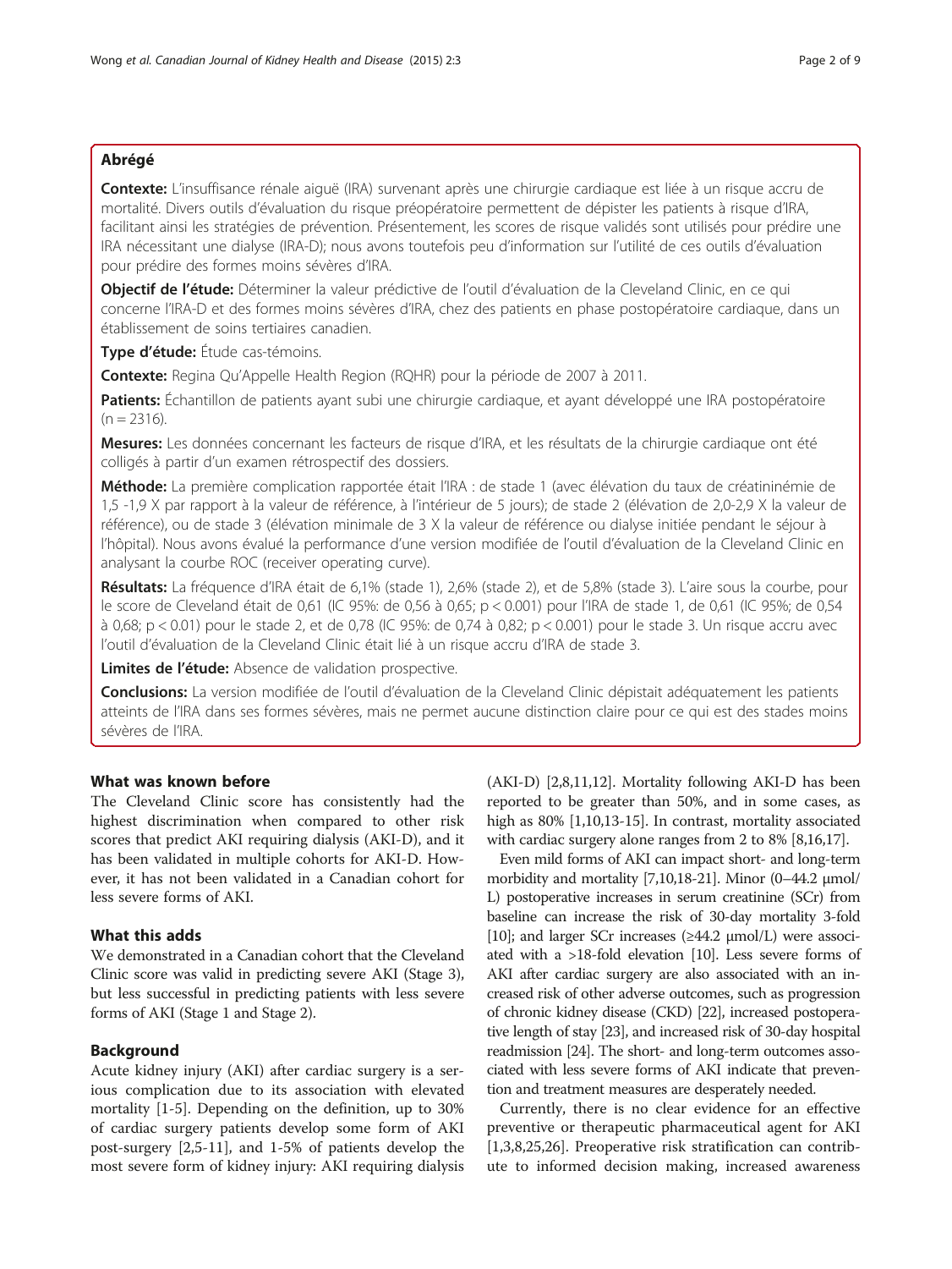## Abrégé

**Contexte:** L'insuffisance rénale aiguë (IRA) survenant après une chirurgie cardiaque est liée à un risque accru de mortalité. Divers outils d'évaluation du risque préopératoire permettent de dépister les patients à risque d'IRA, facilitant ainsi les stratégies de prévention. Présentement, les scores de risque validés sont utilisés pour prédire une IRA nécessitant une dialyse (IRA-D); nous avons toutefois peu d'information sur l'utilité de ces outils d'évaluation pour prédire des formes moins sévères d'IRA.

**Objectif de l'étude:** Déterminer la valeur prédictive de l'outil d'évaluation de la Cleveland Clinic, en ce qui concerne l'IRA-D et des formes moins sévères d'IRA, chez des patients en phase postopératoire cardiaque, dans un établissement de soins tertiaires canadien.

**Type d'étude:** Étude cas-témoins.

**Contexte:** Regina Qu'Appelle Health Region (RQHR) pour la période de 2007 à 2011.

**Patients:** Échantillon de patients ayant subi une chirurgie cardiaque, et ayant développé une IRA postopératoire (n = 2316).

**Mesures:** Les données concernant les facteurs de risque d'IRA, et les résultats de la chirurgie cardiaque ont été colligés à partir d'un examen rétrospectif des dossiers.

**Méthode:** La première complication rapportée était l'IRA : de stade 1 (avec élévation du taux de créatininémie de 1,5 -1,9 X par rapport à la valeur de référence, à l'intérieur de 5 jours); de stade 2 (élévation de 2,0-2,9 X la valeur de référence), ou de stade 3 (élévation minimale de 3 X la valeur de référence ou dialyse initiée pendant le séjour à l'hôpital). Nous avons évalué la performance d'une version modifiée de l'outil d'évaluation de la Cleveland Clinic en analysant la courbe ROC (receiver operating curve).

**Résultats:** La fréquence d'IRA était de 6,1% (stade 1), 2,6% (stade 2), et de 5,8% (stade 3). L'aire sous la courbe, pour le score de Cleveland était de 0,61 (IC 95%: de 0,56 à 0,65; $p < 0.001$) pour l'IRA de stade 1, de 0,61 (IC 95%; de 0,54 à 0,68; $p < 0.01$) pour le stade 2, et de 0,78 (IC 95%: de 0,74 à 0,82; $p < 0.001$) pour le stade 3. Un risque accru avec l'outil d'évaluation de la Cleveland Clinic était lié à un risque accru d'IRA de stade 3.

**Limites de l'étude:** Absence de validation prospective.

**Conclusions:** La version modifiée de l'outil d'évaluation de la Cleveland Clinic dépistait adéquatement les patients atteints de l'IRA dans ses formes sévères, mais ne permet aucune distinction claire pour ce qui est des stades moins sévères de l'IRA.

## What was known before

The Cleveland Clinic score has consistently had the highest discrimination when compared to other risk scores that predict AKI requiring dialysis (AKI-D), and it has been validated in multiple cohorts for AKI-D. However, it has not been validated in a Canadian cohort for less severe forms of AKI.

## What this adds

We demonstrated in a Canadian cohort that the Cleveland Clinic score was valid in predicting severe AKI (Stage 3), but less successful in predicting patients with less severe forms of AKI (Stage 1 and Stage 2).

## Background

Acute kidney injury (AKI) after cardiac surgery is a serious complication due to its association with elevated mortality [1-5]. Depending on the definition, up to 30% of cardiac surgery patients develop some form of AKI post-surgery [2,5-11], and 1-5% of patients develop the most severe form of kidney injury: AKI requiring dialysis (AKI-D) [2,8,11,12]. Mortality following AKI-D has been reported to be greater than 50%, and in some cases, as high as 80% [1,10,13-15]. In contrast, mortality associated with cardiac surgery alone ranges from 2 to 8% [8,16,17].

Even mild forms of AKI can impact short- and long-term morbidity and mortality [7,10,18-21]. Minor (0–44.2 μmol/L) postoperative increases in serum creatinine (SCr) from baseline can increase the risk of 30-day mortality 3-fold [10]; and larger SCr increases (≥44.2 μmol/L) were associated with a >18-fold elevation [10]. Less severe forms of AKI after cardiac surgery are also associated with an increased risk of other adverse outcomes, such as progression of chronic kidney disease (CKD) [22], increased postoperative length of stay [23], and increased risk of 30-day hospital readmission [24]. The short- and long-term outcomes associated with less severe forms of AKI indicate that prevention and treatment measures are desperately needed.

Currently, there is no clear evidence for an effective preventive or therapeutic pharmaceutical agent for AKI [1,3,8,25,26]. Preoperative risk stratification can contribute to informed decision making, increased awareness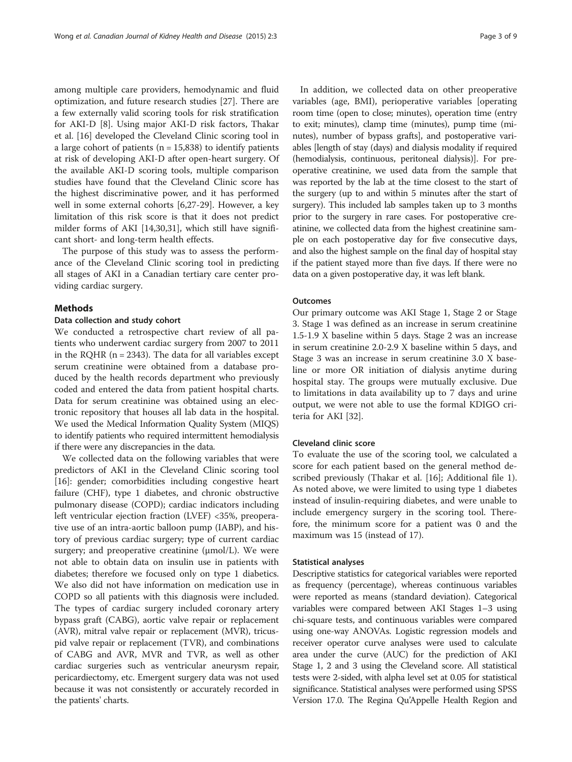among multiple care providers, hemodynamic and fluid optimization, and future research studies [27]. There are a few externally valid scoring tools for risk stratification for AKI-D [8]. Using major AKI-D risk factors, Thakar et al. [16] developed the Cleveland Clinic scoring tool in a large cohort of patients (n = 15,838) to identify patients at risk of developing AKI-D after open-heart surgery. Of the available AKI-D scoring tools, multiple comparison studies have found that the Cleveland Clinic score has the highest discriminative power, and it has performed well in some external cohorts [6,27-29]. However, a key limitation of this risk score is that it does not predict milder forms of AKI [14,30,31], which still have significant short- and long-term health effects.

The purpose of this study was to assess the performance of the Cleveland Clinic scoring tool in predicting all stages of AKI in a Canadian tertiary care center providing cardiac surgery.

## Methods

### Data collection and study cohort

We conducted a retrospective chart review of all patients who underwent cardiac surgery from 2007 to 2011 in the RQHR (n = 2343). The data for all variables except serum creatinine were obtained from a database produced by the health records department who previously coded and entered the data from patient hospital charts. Data for serum creatinine was obtained using an electronic repository that houses all lab data in the hospital. We used the Medical Information Quality System (MIQS) to identify patients who required intermittent hemodialysis if there were any discrepancies in the data.

We collected data on the following variables that were predictors of AKI in the Cleveland Clinic scoring tool [16]: gender; comorbidities including congestive heart failure (CHF), type 1 diabetes, and chronic obstructive pulmonary disease (COPD); cardiac indicators including left ventricular ejection fraction (LVEF) <35%, preoperative use of an intra-aortic balloon pump (IABP), and history of previous cardiac surgery; type of current cardiac surgery; and preoperative creatinine (μmol/L). We were not able to obtain data on insulin use in patients with diabetes; therefore we focused only on type 1 diabetics. We also did not have information on medication use in COPD so all patients with this diagnosis were included. The types of cardiac surgery included coronary artery bypass graft (CABG), aortic valve repair or replacement (AVR), mitral valve repair or replacement (MVR), tricuspid valve repair or replacement (TVR), and combinations of CABG and AVR, MVR and TVR, as well as other cardiac surgeries such as ventricular aneurysm repair, pericardiectomy, etc. Emergent surgery data was not used because it was not consistently or accurately recorded in the patients' charts.

In addition, we collected data on other preoperative variables (age, BMI), perioperative variables [operating room time (open to close; minutes), operation time (entry to exit; minutes), clamp time (minutes), pump time (minutes), number of bypass grafts], and postoperative variables [length of stay (days) and dialysis modality if required (hemodialysis, continuous, peritoneal dialysis)]. For preoperative creatinine, we used data from the sample that was reported by the lab at the time closest to the start of the surgery (up to and within 5 minutes after the start of surgery). This included lab samples taken up to 3 months prior to the surgery in rare cases. For postoperative creatinine, we collected data from the highest creatinine sample on each postoperative day for five consecutive days, and also the highest sample on the final day of hospital stay if the patient stayed more than five days. If there were no data on a given postoperative day, it was left blank.

### Outcomes

Our primary outcome was AKI Stage 1, Stage 2 or Stage 3. Stage 1 was defined as an increase in serum creatinine 1.5-1.9 X baseline within 5 days. Stage 2 was an increase in serum creatinine 2.0-2.9 X baseline within 5 days, and Stage 3 was an increase in serum creatinine 3.0 X baseline or more OR initiation of dialysis anytime during hospital stay. The groups were mutually exclusive. Due to limitations in data availability up to 7 days and urine output, we were not able to use the formal KDIGO criteria for AKI [32].

### Cleveland clinic score

To evaluate the use of the scoring tool, we calculated a score for each patient based on the general method described previously (Thakar et al. [16]; Additional file 1). As noted above, we were limited to using type 1 diabetes instead of insulin-requiring diabetes, and were unable to include emergency surgery in the scoring tool. Therefore, the minimum score for a patient was 0 and the maximum was 15 (instead of 17).

### Statistical analyses

Descriptive statistics for categorical variables were reported as frequency (percentage), whereas continuous variables were reported as means (standard deviation). Categorical variables were compared between AKI Stages 1–3 using chi-square tests, and continuous variables were compared using one-way ANOVAs. Logistic regression models and receiver operator curve analyses were used to calculate area under the curve (AUC) for the prediction of AKI Stage 1, 2 and 3 using the Cleveland score. All statistical tests were 2-sided, with alpha level set at 0.05 for statistical significance. Statistical analyses were performed using SPSS Version 17.0. The Regina Qu'Appelle Health Region and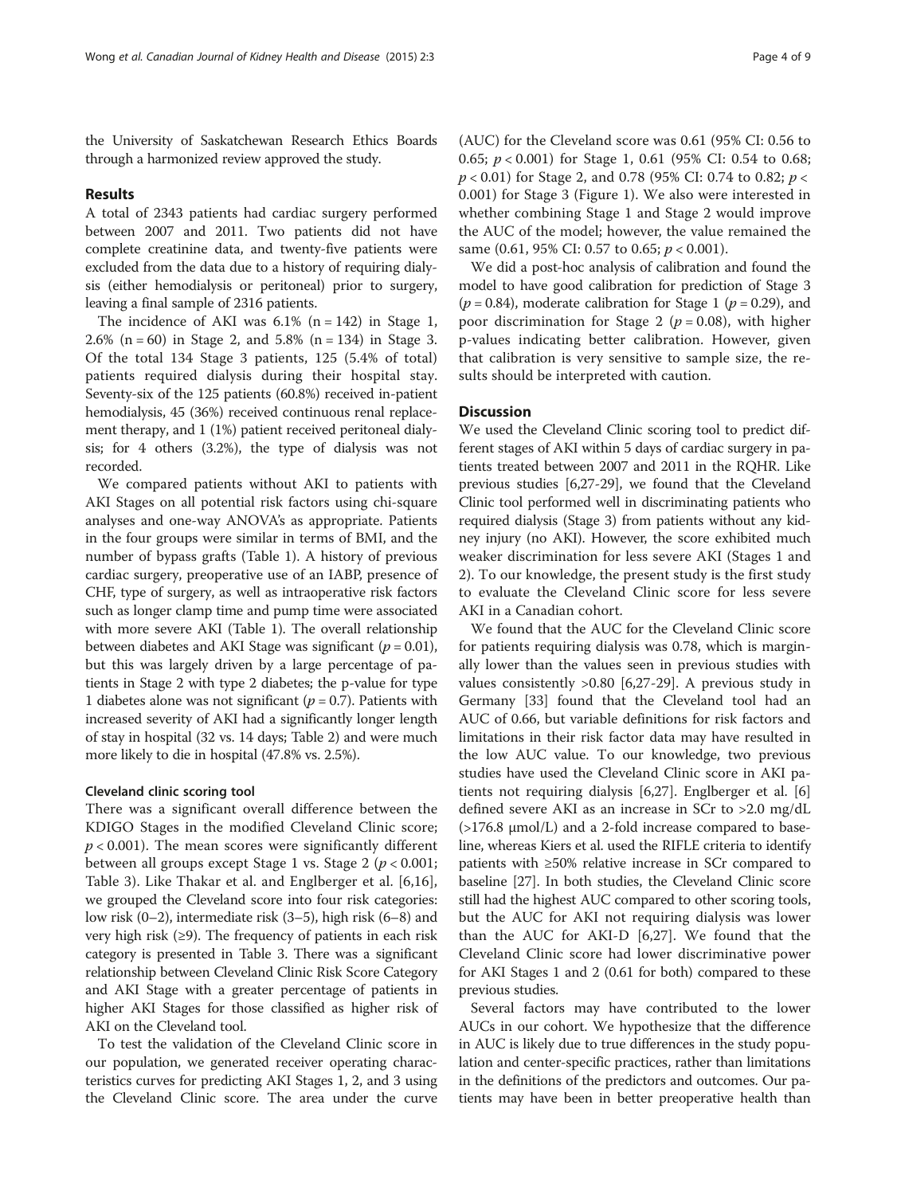the University of Saskatchewan Research Ethics Boards through a harmonized review approved the study.

## Results

A total of 2343 patients had cardiac surgery performed between 2007 and 2011. Two patients did not have complete creatinine data, and twenty-five patients were excluded from the data due to a history of requiring dialysis (either hemodialysis or peritoneal) prior to surgery, leaving a final sample of 2316 patients.

The incidence of AKI was 6.1% (n = 142) in Stage 1, 2.6% (n = 60) in Stage 2, and 5.8% (n = 134) in Stage 3. Of the total 134 Stage 3 patients, 125 (5.4% of total) patients required dialysis during their hospital stay. Seventy-six of the 125 patients (60.8%) received in-patient hemodialysis, 45 (36%) received continuous renal replacement therapy, and 1 (1%) patient received peritoneal dialysis; for 4 others (3.2%), the type of dialysis was not recorded.

We compared patients without AKI to patients with AKI Stages on all potential risk factors using chi-square analyses and one-way ANOVA's as appropriate. Patients in the four groups were similar in terms of BMI, and the number of bypass grafts (Table 1). A history of previous cardiac surgery, preoperative use of an IABP, presence of CHF, type of surgery, as well as intraoperative risk factors such as longer clamp time and pump time were associated with more severe AKI (Table 1). The overall relationship between diabetes and AKI Stage was significant ($p = 0.01$), but this was largely driven by a large percentage of patients in Stage 2 with type 2 diabetes; the p-value for type 1 diabetes alone was not significant ($p = 0.7$). Patients with increased severity of AKI had a significantly longer length of stay in hospital (32 vs. 14 days; Table 2) and were much more likely to die in hospital (47.8% vs. 2.5%).

### Cleveland clinic scoring tool

There was a significant overall difference between the KDIGO Stages in the modified Cleveland Clinic score; $p < 0.001$). The mean scores were significantly different between all groups except Stage 1 vs. Stage 2 ($p < 0.001$; Table 3). Like Thakar et al. and Englberger et al. [6,16], we grouped the Cleveland score into four risk categories: low risk (0–2), intermediate risk (3–5), high risk (6–8) and very high risk (≥9). The frequency of patients in each risk category is presented in Table 3. There was a significant relationship between Cleveland Clinic Risk Score Category and AKI Stage with a greater percentage of patients in higher AKI Stages for those classified as higher risk of AKI on the Cleveland tool.

To test the validation of the Cleveland Clinic score in our population, we generated receiver operating characteristics curves for predicting AKI Stages 1, 2, and 3 using the Cleveland Clinic score. The area under the curve (AUC) for the Cleveland score was 0.61 (95% CI: 0.56 to 0.65; $p < 0.001$) for Stage 1, 0.61 (95% CI: 0.54 to 0.68; $p < 0.01$) for Stage 2, and 0.78 (95% CI: 0.74 to 0.82; $p < 0.001$) for Stage 3 (Figure 1). We also were interested in whether combining Stage 1 and Stage 2 would improve the AUC of the model; however, the value remained the same (0.61, 95% CI: 0.57 to 0.65; $p < 0.001$).

We did a post-hoc analysis of calibration and found the model to have good calibration for prediction of Stage 3 ($p = 0.84$), moderate calibration for Stage 1 ($p = 0.29$), and poor discrimination for Stage 2 ($p = 0.08$), with higher p-values indicating better calibration. However, given that calibration is very sensitive to sample size, the results should be interpreted with caution.

## Discussion

We used the Cleveland Clinic scoring tool to predict different stages of AKI within 5 days of cardiac surgery in patients treated between 2007 and 2011 in the RQHR. Like previous studies [6,27-29], we found that the Cleveland Clinic tool performed well in discriminating patients who required dialysis (Stage 3) from patients without any kidney injury (no AKI). However, the score exhibited much weaker discrimination for less severe AKI (Stages 1 and 2). To our knowledge, the present study is the first study to evaluate the Cleveland Clinic score for less severe AKI in a Canadian cohort.

We found that the AUC for the Cleveland Clinic score for patients requiring dialysis was 0.78, which is marginally lower than the values seen in previous studies with values consistently >0.80 [6,27-29]. A previous study in Germany [33] found that the Cleveland tool had an AUC of 0.66, but variable definitions for risk factors and limitations in their risk factor data may have resulted in the low AUC value. To our knowledge, two previous studies have used the Cleveland Clinic score in AKI patients not requiring dialysis [6,27]. Englberger et al. [6] defined severe AKI as an increase in SCr to >2.0 mg/dL (>176.8 μmol/L) and a 2-fold increase compared to baseline, whereas Kiers et al. used the RIFLE criteria to identify patients with ≥50% relative increase in SCr compared to baseline [27]. In both studies, the Cleveland Clinic score still had the highest AUC compared to other scoring tools, but the AUC for AKI not requiring dialysis was lower than the AUC for AKI-D [6,27]. We found that the Cleveland Clinic score had lower discriminative power for AKI Stages 1 and 2 (0.61 for both) compared to these previous studies.

Several factors may have contributed to the lower AUCs in our cohort. We hypothesize that the difference in AUC is likely due to true differences in the study population and center-specific practices, rather than limitations in the definitions of the predictors and outcomes. Our patients may have been in better preoperative health than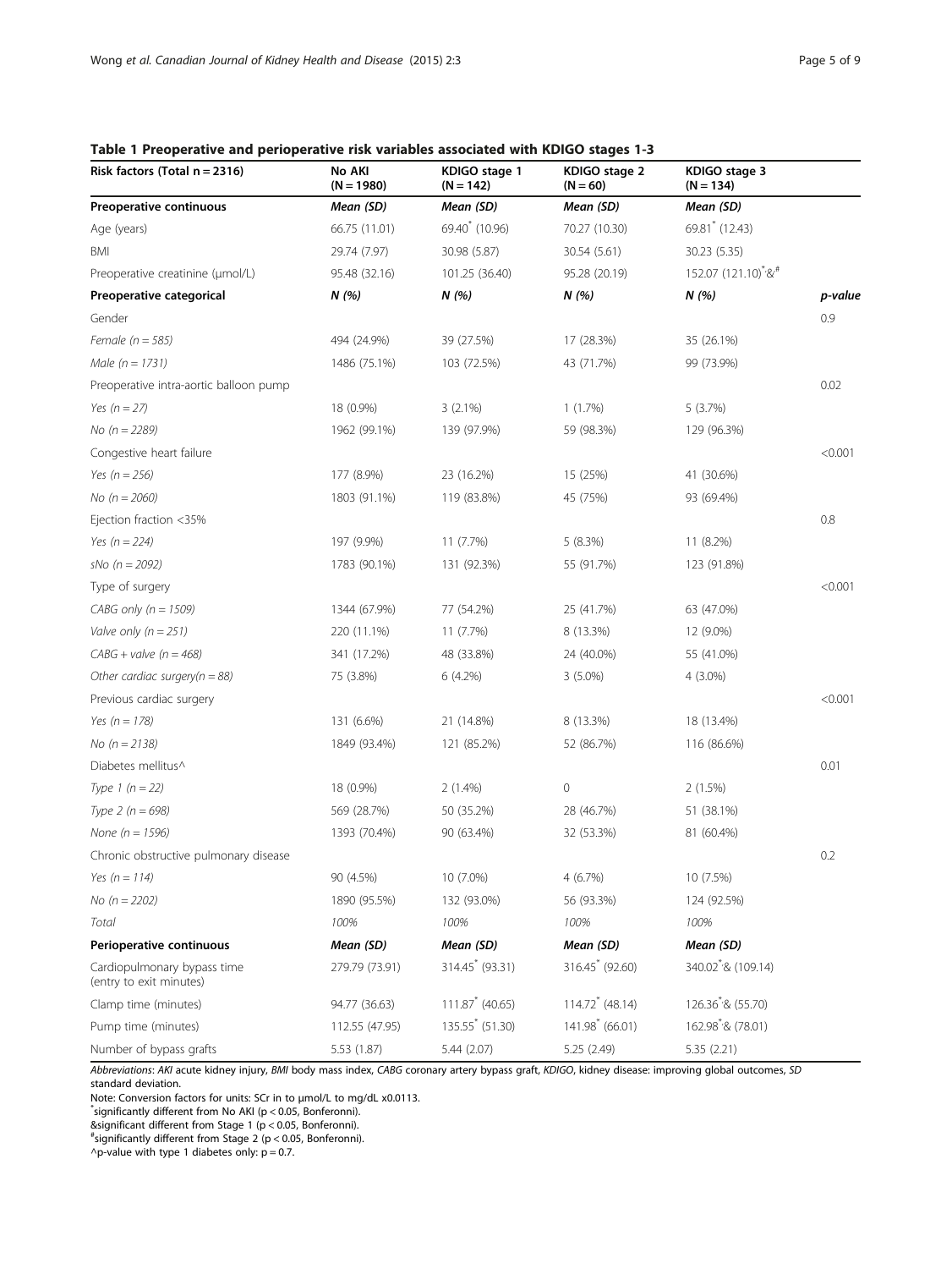**Table 1 Preoperative and perioperative risk variables associated with KDIGO stages 1-3**

| Risk factors (Total n = 2316) | No AKI (N = 1980) | KDIGO stage 1 (N = 142) | KDIGO stage 2 (N = 60) | KDIGO stage 3 (N = 134) | |
|---|---|---|---|---|---|
| **Preoperative continuous** | ***Mean (SD)*** | ***Mean (SD)*** | ***Mean (SD)*** | ***Mean (SD)*** | |
| Age (years) | 66.75 (11.01) | 69.40* (10.96) | 70.27 (10.30) | 69.81* (12.43) | |
| BMI | 29.74 (7.97) | 30.98 (5.87) | 30.54 (5.61) | 30.23 (5.35) | |
| Preoperative creatinine (μmol/L) | 95.48 (32.16) | 101.25 (36.40) | 95.28 (20.19) | 152.07 (121.10)*&# | |
| **Preoperative categorical** | ***N (%)*** | ***N (%)*** | ***N (%)*** | ***N (%)*** | ***p-value*** |
| Gender | | | | | 0.9 |
| *Female (n = 585)* | 494 (24.9%) | 39 (27.5%) | 17 (28.3%) | 35 (26.1%) | |
| *Male (n = 1731)* | 1486 (75.1%) | 103 (72.5%) | 43 (71.7%) | 99 (73.9%) | |
| Preoperative intra-aortic balloon pump | | | | | 0.02 |
| *Yes (n = 27)* | 18 (0.9%) | 3 (2.1%) | 1 (1.7%) | 5 (3.7%) | |
| *No (n = 2289)* | 1962 (99.1%) | 139 (97.9%) | 59 (98.3%) | 129 (96.3%) | |
| Congestive heart failure | | | | | <0.001 |
| *Yes (n = 256)* | 177 (8.9%) | 23 (16.2%) | 15 (25%) | 41 (30.6%) | |
| *No (n = 2060)* | 1803 (91.1%) | 119 (83.8%) | 45 (75%) | 93 (69.4%) | |
| Ejection fraction <35% | | | | | 0.8 |
| *Yes (n = 224)* | 197 (9.9%) | 11 (7.7%) | 5 (8.3%) | 11 (8.2%) | |
| *sNo (n = 2092)* | 1783 (90.1%) | 131 (92.3%) | 55 (91.7%) | 123 (91.8%) | |
| Type of surgery | | | | | <0.001 |
| *CABG only (n = 1509)* | 1344 (67.9%) | 77 (54.2%) | 25 (41.7%) | 63 (47.0%) | |
| *Valve only (n = 251)* | 220 (11.1%) | 11 (7.7%) | 8 (13.3%) | 12 (9.0%) | |
| *CABG + valve (n = 468)* | 341 (17.2%) | 48 (33.8%) | 24 (40.0%) | 55 (41.0%) | |
| *Other cardiac surgery(n = 88)* | 75 (3.8%) | 6 (4.2%) | 3 (5.0%) | 4 (3.0%) | |
| Previous cardiac surgery | | | | | <0.001 |
| *Yes (n = 178)* | 131 (6.6%) | 21 (14.8%) | 8 (13.3%) | 18 (13.4%) | |
| *No (n = 2138)* | 1849 (93.4%) | 121 (85.2%) | 52 (86.7%) | 116 (86.6%) | |
| Diabetes mellitus^ | | | | | 0.01 |
| *Type 1 (n = 22)* | 18 (0.9%) | 2 (1.4%) | 0 | 2 (1.5%) | |
| *Type 2 (n = 698)* | 569 (28.7%) | 50 (35.2%) | 28 (46.7%) | 51 (38.1%) | |
| *None (n = 1596)* | 1393 (70.4%) | 90 (63.4%) | 32 (53.3%) | 81 (60.4%) | |
| Chronic obstructive pulmonary disease | | | | | 0.2 |
| *Yes (n = 114)* | 90 (4.5%) | 10 (7.0%) | 4 (6.7%) | 10 (7.5%) | |
| *No (n = 2202)* | 1890 (95.5%) | 132 (93.0%) | 56 (93.3%) | 124 (92.5%) | |
| *Total* | *100%* | *100%* | *100%* | *100%* | |
| **Perioperative continuous** | ***Mean (SD)*** | ***Mean (SD)*** | ***Mean (SD)*** | ***Mean (SD)*** | |
| Cardiopulmonary bypass time (entry to exit minutes) | 279.79 (73.91) | 314.45* (93.31) | 316.45* (92.60) | 340.02*& (109.14) | |
| Clamp time (minutes) | 94.77 (36.63) | 111.87* (40.65) | 114.72* (48.14) | 126.36*& (55.70) | |
| Pump time (minutes) | 112.55 (47.95) | 135.55* (51.30) | 141.98* (66.01) | 162.98*& (78.01) | |
| Number of bypass grafts | 5.53 (1.87) | 5.44 (2.07) | 5.25 (2.49) | 5.35 (2.21) | |

*Abbreviations*: *AKI* acute kidney injury, *BMI* body mass index, *CABG* coronary artery bypass graft, *KDIGO*, kidney disease: improving global outcomes, *SD* standard deviation.

Note: Conversion factors for units: SCr in to μmol/L to mg/dL x0.0113.

*significantly different from No AKI ($p < 0.05$, Bonferonni).

&significant different from Stage 1 ($p < 0.05$, Bonferonni).

#significantly different from Stage 2 ($p < 0.05$, Bonferonni).

^p-value with type 1 diabetes only: $p = 0.7$.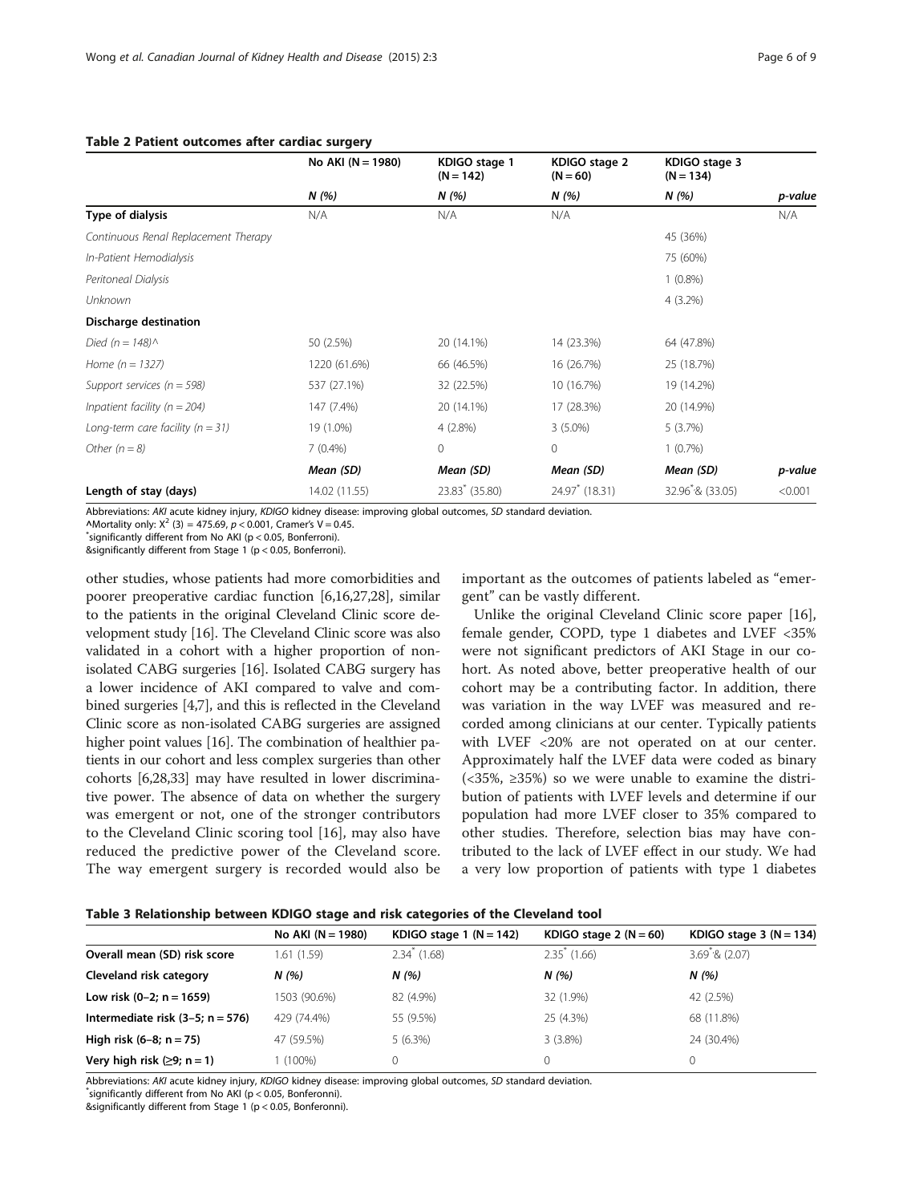**Table 2 Patient outcomes after cardiac surgery**

| | No AKI (N = 1980) | KDIGO stage 1 (N = 142) | KDIGO stage 2 (N = 60) | KDIGO stage 3 (N = 134) | |
|---|---|---|---|---|---|
| | *N (%)* | *N (%)* | *N (%)* | *N (%)* | *p-value* |
| **Type of dialysis** | N/A | N/A | N/A | | N/A |
| *Continuous Renal Replacement Therapy* | | | | 45 (36%) | |
| *In-Patient Hemodialysis* | | | | 75 (60%) | |
| *Peritoneal Dialysis* | | | | 1 (0.8%) | |
| *Unknown* | | | | 4 (3.2%) | |
| **Discharge destination** | | | | | |
| *Died (n = 148)^* | 50 (2.5%) | 20 (14.1%) | 14 (23.3%) | 64 (47.8%) | |
| *Home (n = 1327)* | 1220 (61.6%) | 66 (46.5%) | 16 (26.7%) | 25 (18.7%) | |
| *Support services (n = 598)* | 537 (27.1%) | 32 (22.5%) | 10 (16.7%) | 19 (14.2%) | |
| *Inpatient facility (n = 204)* | 147 (7.4%) | 20 (14.1%) | 17 (28.3%) | 20 (14.9%) | |
| *Long-term care facility (n = 31)* | 19 (1.0%) | 4 (2.8%) | 3 (5.0%) | 5 (3.7%) | |
| *Other (n = 8)* | 7 (0.4%) | 0 | 0 | 1 (0.7%) | |
| | *Mean (SD)* | *Mean (SD)* | *Mean (SD)* | *Mean (SD)* | *p-value* |
| **Length of stay (days)** | 14.02 (11.55) | 23.83* (35.80) | 24.97* (18.31) | 32.96*& (33.05) | <0.001 |

Abbreviations: *AKI* acute kidney injury, *KDIGO* kidney disease: improving global outcomes, *SD* standard deviation.
^Mortality only: $X^2$ (3) = 475.69, $p < 0.001$, Cramer's V = 0.45.
*significantly different from No AKI ($p < 0.05$, Bonferroni).
&significantly different from Stage 1 ($p < 0.05$, Bonferroni).

other studies, whose patients had more comorbidities and poorer preoperative cardiac function [6,16,27,28], similar to the patients in the original Cleveland Clinic score development study [16]. The Cleveland Clinic score was also validated in a cohort with a higher proportion of non-isolated CABG surgeries [16]. Isolated CABG surgery has a lower incidence of AKI compared to valve and combined surgeries [4,7], and this is reflected in the Cleveland Clinic score as non-isolated CABG surgeries are assigned higher point values [16]. The combination of healthier patients in our cohort and less complex surgeries than other cohorts [6,28,33] may have resulted in lower discriminative power. The absence of data on whether the surgery was emergent or not, one of the stronger contributors to the Cleveland Clinic scoring tool [16], may also have reduced the predictive power of the Cleveland score. The way emergent surgery is recorded would also be important as the outcomes of patients labeled as "emergent" can be vastly different.

Unlike the original Cleveland Clinic score paper [16], female gender, COPD, type 1 diabetes and LVEF <35% were not significant predictors of AKI Stage in our cohort. As noted above, better preoperative health of our cohort may be a contributing factor. In addition, there was variation in the way LVEF was measured and recorded among clinicians at our center. Typically patients with LVEF <20% are not operated on at our center. Approximately half the LVEF data were coded as binary (<35%, ≥35%) so we were unable to examine the distribution of patients with LVEF levels and determine if our population had more LVEF closer to 35% compared to other studies. Therefore, selection bias may have contributed to the lack of LVEF effect in our study. We had a very low proportion of patients with type 1 diabetes

**Table 3 Relationship between KDIGO stage and risk categories of the Cleveland tool**

| | No AKI (N = 1980) | KDIGO stage 1 (N = 142) | KDIGO stage 2 (N = 60) | KDIGO stage 3 (N = 134) |
|---|---|---|---|---|
| **Overall mean (SD) risk score** | 1.61 (1.59) | 2.34* (1.68) | 2.35* (1.66) | 3.69*& (2.07) |
| **Cleveland risk category** | *N (%)* | *N (%)* | *N (%)* | *N (%)* |
| **Low risk (0–2; n = 1659)** | 1503 (90.6%) | 82 (4.9%) | 32 (1.9%) | 42 (2.5%) |
| **Intermediate risk (3–5; n = 576)** | 429 (74.4%) | 55 (9.5%) | 25 (4.3%) | 68 (11.8%) |
| **High risk (6–8; n = 75)** | 47 (59.5%) | 5 (6.3%) | 3 (3.8%) | 24 (30.4%) |
| **Very high risk (≥9; n = 1)** | 1 (100%) | 0 | 0 | 0 |

Abbreviations: *AKI* acute kidney injury, *KDIGO* kidney disease: improving global outcomes, *SD* standard deviation.
*significantly different from No AKI ($p < 0.05$, Bonferonni).
&significantly different from Stage 1 ($p < 0.05$, Bonferonni).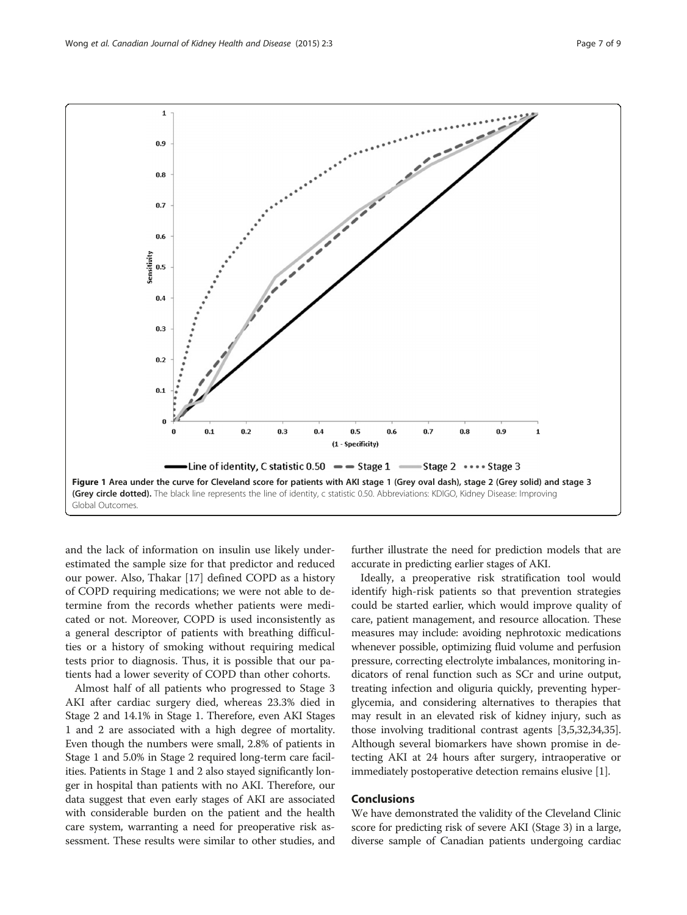Figure 1 Area under the curve for Cleveland score for patients with AKI stage 1 (Grey oval dash), stage 2 (Grey solid) and stage 3 (Grey circle dotted). The black line represents the line of identity, c statistic 0.50. Abbreviations: KDIGO, Kidney Disease: Improving Global Outcomes.

and the lack of information on insulin use likely underestimated the sample size for that predictor and reduced our power. Also, Thakar [17] defined COPD as a history of COPD requiring medications; we were not able to determine from the records whether patients were medicated or not. Moreover, COPD is used inconsistently as a general descriptor of patients with breathing difficulties or a history of smoking without requiring medical tests prior to diagnosis. Thus, it is possible that our patients had a lower severity of COPD than other cohorts.

Almost half of all patients who progressed to Stage 3 AKI after cardiac surgery died, whereas 23.3% died in Stage 2 and 14.1% in Stage 1. Therefore, even AKI Stages 1 and 2 are associated with a high degree of mortality. Even though the numbers were small, 2.8% of patients in Stage 1 and 5.0% in Stage 2 required long-term care facilities. Patients in Stage 1 and 2 also stayed significantly longer in hospital than patients with no AKI. Therefore, our data suggest that even early stages of AKI are associated with considerable burden on the patient and the health care system, warranting a need for preoperative risk assessment. These results were similar to other studies, and further illustrate the need for prediction models that are accurate in predicting earlier stages of AKI.

Ideally, a preoperative risk stratification tool would identify high-risk patients so that prevention strategies could be started earlier, which would improve quality of care, patient management, and resource allocation. These measures may include: avoiding nephrotoxic medications whenever possible, optimizing fluid volume and perfusion pressure, correcting electrolyte imbalances, monitoring indicators of renal function such as SCr and urine output, treating infection and oliguria quickly, preventing hyperglycemia, and considering alternatives to therapies that may result in an elevated risk of kidney injury, such as those involving traditional contrast agents [3,5,32,34,35]. Although several biomarkers have shown promise in detecting AKI at 24 hours after surgery, intraoperative or immediately postoperative detection remains elusive [1].

## Conclusions

We have demonstrated the validity of the Cleveland Clinic score for predicting risk of severe AKI (Stage 3) in a large, diverse sample of Canadian patients undergoing cardiac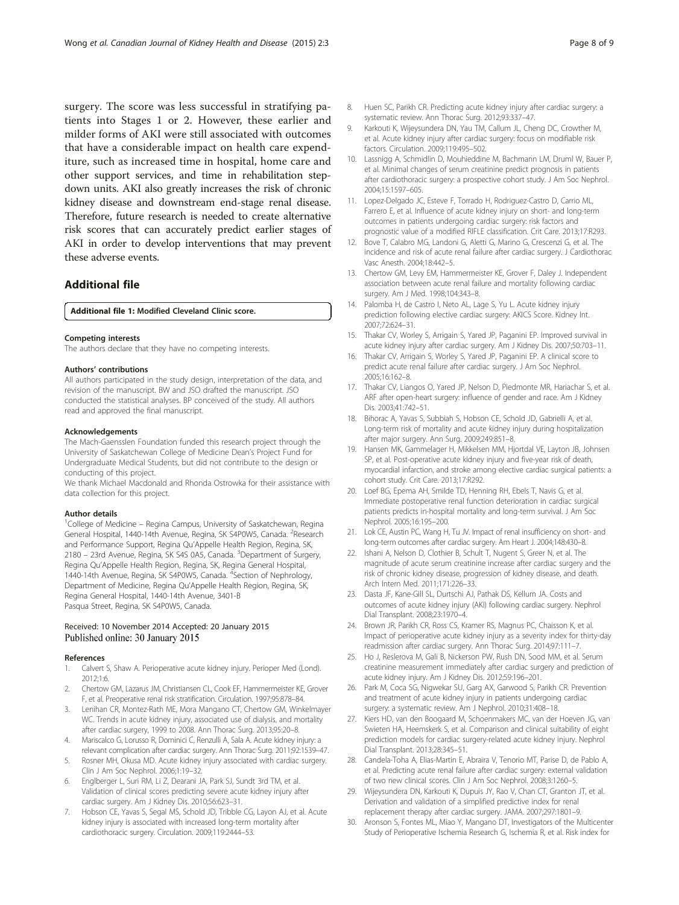surgery. The score was less successful in stratifying patients into Stages 1 or 2. However, these earlier and milder forms of AKI were still associated with outcomes that have a considerable impact on health care expenditure, such as increased time in hospital, home care and other support services, and time in rehabilitation step-down units. AKI also greatly increases the risk of chronic kidney disease and downstream end-stage renal disease. Therefore, future research is needed to create alternative risk scores that can accurately predict earlier stages of AKI in order to develop interventions that may prevent these adverse events.

## Additional file

**Additional file 1: Modified Cleveland Clinic score.**

#### Competing interests

The authors declare that they have no competing interests.

#### Authors' contributions

All authors participated in the study design, interpretation of the data, and revision of the manuscript. BW and JSO drafted the manuscript. JSO conducted the statistical analyses. BP conceived of the study. All authors read and approved the final manuscript.

#### Acknowledgements

The Mach-Gaensslen Foundation funded this research project through the University of Saskatchewan College of Medicine Dean's Project Fund for Undergraduate Medical Students, but did not contribute to the design or conducting of this project.

We thank Michael Macdonald and Rhonda Ostrowka for their assistance with data collection for this project.

#### Author details

[1]College of Medicine – Regina Campus, University of Saskatchewan, Regina General Hospital, 1440-14th Avenue, Regina, SK S4P0W5, Canada. [2]Research and Performance Support, Regina Qu'Appelle Health Region, Regina, SK, 2180 – 23rd Avenue, Regina, SK S4S 0A5, Canada. [3]Department of Surgery, Regina Qu'Appelle Health Region, Regina, SK, Regina General Hospital, 1440-14th Avenue, Regina, SK S4P0W5, Canada. [4]Section of Nephrology, Department of Medicine, Regina Qu'Appelle Health Region, Regina, SK, Regina General Hospital, 1440-14th Avenue, 3401-B Pasqua Street, Regina, SK S4P0W5, Canada.

Received: 10 November 2014 Accepted: 20 January 2015
Published online: 30 January 2015

#### References

1. Calvert S, Shaw A. Perioperative acute kidney injury. Perioper Med (Lond). 2012;1:6.
2. Chertow GM, Lazarus JM, Christiansen CL, Cook EF, Hammermeister KE, Grover F, et al. Preoperative renal risk stratification. Circulation. 1997;95:878–84.
3. Lenihan CR, Montez-Rath ME, Mora Mangano CT, Chertow GM, Winkelmayer WC. Trends in acute kidney injury, associated use of dialysis, and mortality after cardiac surgery, 1999 to 2008. Ann Thorac Surg. 2013;95:20–8.
4. Mariscalco G, Lorusso R, Dominici C, Renzulli A, Sala A. Acute kidney injury: a relevant complication after cardiac surgery. Ann Thorac Surg. 2011;92:1539–47.
5. Rosner MH, Okusa MD. Acute kidney injury associated with cardiac surgery. Clin J Am Soc Nephrol. 2006;1:19–32.
6. Englberger L, Suri RM, Li Z, Dearani JA, Park SJ, Sundt 3rd TM, et al. Validation of clinical scores predicting severe acute kidney injury after cardiac surgery. Am J Kidney Dis. 2010;56:623–31.
7. Hobson CE, Yavas S, Segal MS, Schold JD, Tribble CG, Layon AJ, et al. Acute kidney injury is associated with increased long-term mortality after cardiothoracic surgery. Circulation. 2009;119:2444–53.
8. Huen SC, Parikh CR. Predicting acute kidney injury after cardiac surgery: a systematic review. Ann Thorac Surg. 2012;93:337–47.
9. Karkouti K, Wijeysundera DN, Yau TM, Callum JL, Cheng DC, Crowther M, et al. Acute kidney injury after cardiac surgery: focus on modifiable risk factors. Circulation. 2009;119:495–502.
10. Lassnigg A, Schmidlin D, Mouhieddine M, Bachmann LM, Druml W, Bauer P, et al. Minimal changes of serum creatinine predict prognosis in patients after cardiothoracic surgery: a prospective cohort study. J Am Soc Nephrol. 2004;15:1597–605.
11. Lopez-Delgado JC, Esteve F, Torrado H, Rodriguez-Castro D, Carrio ML, Farrero E, et al. Influence of acute kidney injury on short- and long-term outcomes in patients undergoing cardiac surgery: risk factors and prognostic value of a modified RIFLE classification. Crit Care. 2013;17:R293.
12. Bove T, Calabro MG, Landoni G, Aletti G, Marino G, Crescenzi G, et al. The incidence and risk of acute renal failure after cardiac surgery. J Cardiothorac Vasc Anesth. 2004;18:442–5.
13. Chertow GM, Levy EM, Hammermeister KE, Grover F, Daley J. Independent association between acute renal failure and mortality following cardiac surgery. Am J Med. 1998;104:343–8.
14. Palomba H, de Castro I, Neto AL, Lage S, Yu L. Acute kidney injury prediction following elective cardiac surgery: AKICS Score. Kidney Int. 2007;72:624–31.
15. Thakar CV, Worley S, Arrigain S, Yared JP, Paganini EP. Improved survival in acute kidney injury after cardiac surgery. Am J Kidney Dis. 2007;50:703–11.
16. Thakar CV, Arrigain S, Worley S, Yared JP, Paganini EP. A clinical score to predict acute renal failure after cardiac surgery. J Am Soc Nephrol. 2005;16:162–8.
17. Thakar CV, Liangos O, Yared JP, Nelson D, Piedmonte MR, Hariachar S, et al. ARF after open-heart surgery: influence of gender and race. Am J Kidney Dis. 2003;41:742–51.
18. Bihorac A, Yavas S, Subbiah S, Hobson CE, Schold JD, Gabrielli A, et al. Long-term risk of mortality and acute kidney injury during hospitalization after major surgery. Ann Surg. 2009;249:851–8.
19. Hansen MK, Gammelager H, Mikkelsen MM, Hjortdal VE, Layton JB, Johnsen SP, et al. Post-operative acute kidney injury and five-year risk of death, myocardial infarction, and stroke among elective cardiac surgical patients: a cohort study. Crit Care. 2013;17:R292.
20. Loef BG, Epema AH, Smilde TD, Henning RH, Ebels T, Navis G, et al. Immediate postoperative renal function deterioration in cardiac surgical patients predicts in-hospital mortality and long-term survival. J Am Soc Nephrol. 2005;16:195–200.
21. Lok CE, Austin PC, Wang H, Tu JV. Impact of renal insufficiency on short- and long-term outcomes after cardiac surgery. Am Heart J. 2004;148:430–8.
22. Ishani A, Nelson D, Clothier B, Schult T, Nugent S, Greer N, et al. The magnitude of acute serum creatinine increase after cardiac surgery and the risk of chronic kidney disease, progression of kidney disease, and death. Arch Intern Med. 2011;171:226–33.
23. Dasta JF, Kane-Gill SL, Durtschi AJ, Pathak DS, Kellum JA. Costs and outcomes of acute kidney injury (AKI) following cardiac surgery. Nephrol Dial Transplant. 2008;23:1970–4.
24. Brown JR, Parikh CR, Ross CS, Kramer RS, Magnus PC, Chaisson K, et al. Impact of perioperative acute kidney injury as a severity index for thirty-day readmission after cardiac surgery. Ann Thorac Surg. 2014;97:111–7.
25. Ho J, Reslerova M, Gali B, Nickerson PW, Rush DN, Sood MM, et al. Serum creatinine measurement immediately after cardiac surgery and prediction of acute kidney injury. Am J Kidney Dis. 2012;59:196–201.
26. Park M, Coca SG, Nigwekar SU, Garg AX, Garwood S, Parikh CR. Prevention and treatment of acute kidney injury in patients undergoing cardiac surgery: a systematic review. Am J Nephrol. 2010;31:408–18.
27. Kiers HD, van den Boogaard M, Schoenmakers MC, van der Hoeven JG, van Swieten HA, Heemskerk S, et al. Comparison and clinical suitability of eight prediction models for cardiac surgery-related acute kidney injury. Nephrol Dial Transplant. 2013;28:345–51.
28. Candela-Toha A, Elias-Martin E, Abraira V, Tenorio MT, Parise D, de Pablo A, et al. Predicting acute renal failure after cardiac surgery: external validation of two new clinical scores. Clin J Am Soc Nephrol. 2008;3:1260–5.
29. Wijeysundera DN, Karkouti K, Dupuis JY, Rao V, Chan CT, Granton JT, et al. Derivation and validation of a simplified predictive index for renal replacement therapy after cardiac surgery. JAMA. 2007;297:1801–9.
30. Aronson S, Fontes ML, Miao Y, Mangano DT, Investigators of the Multicenter Study of Perioperative Ischemia Research G, Ischemia R, et al. Risk index for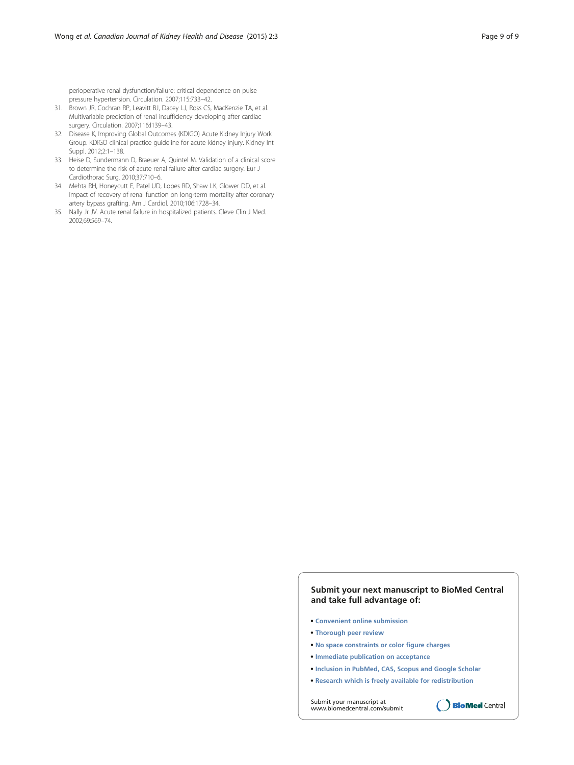perioperative renal dysfunction/failure: critical dependence on pulse pressure hypertension. Circulation. 2007;115:733–42.

31. Brown JR, Cochran RP, Leavitt BJ, Dacey LJ, Ross CS, MacKenzie TA, et al. Multivariable prediction of renal insufficiency developing after cardiac surgery. Circulation. 2007;116:I139–43.
32. Disease K, Improving Global Outcomes (KDIGO) Acute Kidney Injury Work Group. KDIGO clinical practice guideline for acute kidney injury. Kidney Int Suppl. 2012;2:1–138.
33. Heise D, Sundermann D, Braeuer A, Quintel M. Validation of a clinical score to determine the risk of acute renal failure after cardiac surgery. Eur J Cardiothorac Surg. 2010;37:710–6.
34. Mehta RH, Honeycutt E, Patel UD, Lopes RD, Shaw LK, Glower DD, et al. Impact of recovery of renal function on long-term mortality after coronary artery bypass grafting. Am J Cardiol. 2010;106:1728–34.
35. Nally Jr JV. Acute renal failure in hospitalized patients. Cleve Clin J Med. 2002;69:569–74.

**Submit your next manuscript to BioMed Central and take full advantage of:**

- **Convenient online submission**
- **Thorough peer review**
- **No space constraints or color figure charges**
- **Immediate publication on acceptance**
- **Inclusion in PubMed, CAS, Scopus and Google Scholar**
- **Research which is freely available for redistribution**

Submit your manuscript at www.biomedcentral.com/submit

BioMed Central